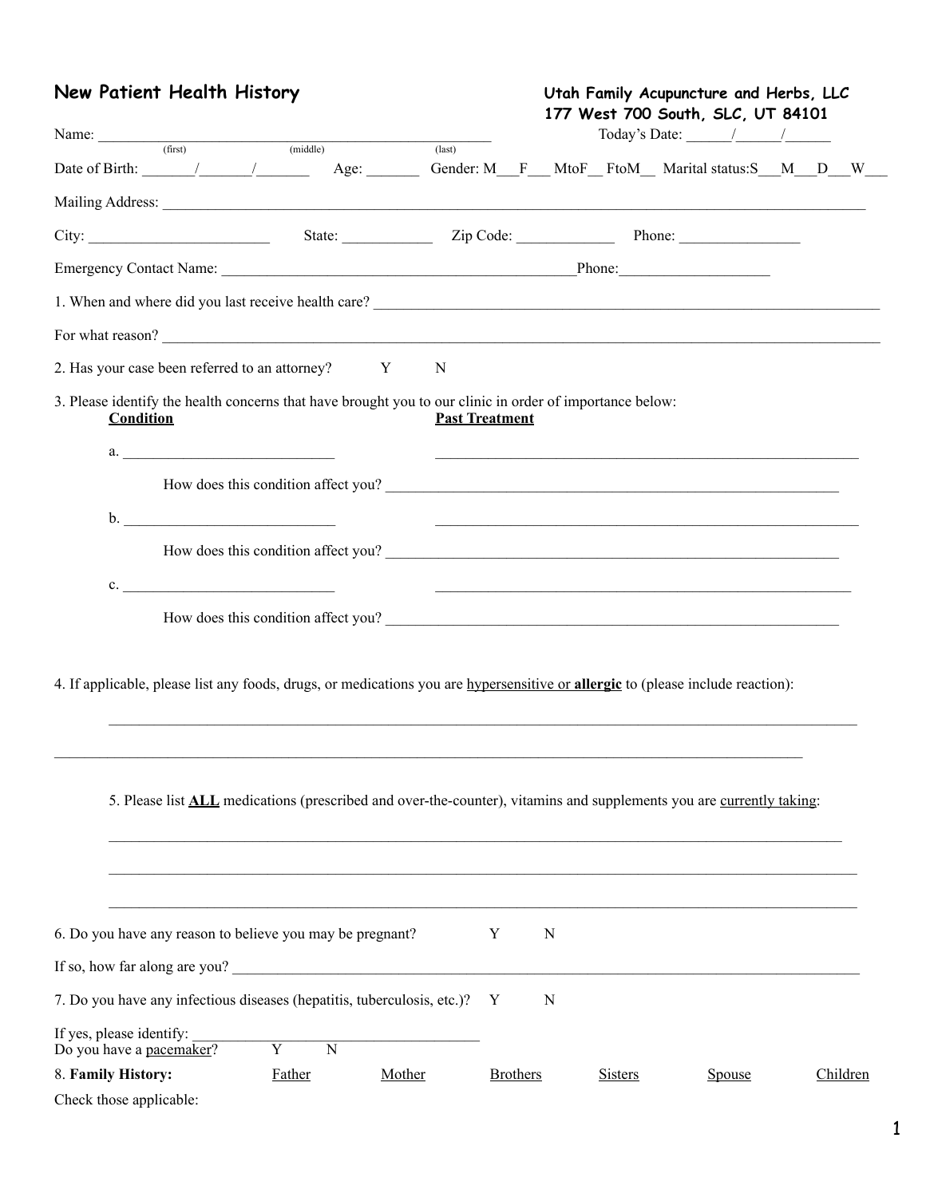## New Patient Health History

**Utah Family Acupuncture and Herbs, LLC**
**177 West 700 South, SLC, UT 84101**

Name: ______________________________________________________ Today's Date: ______/______/______
(first) (middle) (last)

Date of Birth: _______/_______/_______ Age: _______ Gender: M___F___ MtoF__ FtoM__ Marital status:S___M___D___W___

Mailing Address: ____________________________________________________________________________________________

City: ________________________ State: ____________ Zip Code: _____________ Phone: ________________

Emergency Contact Name: _______________________________________________Phone:____________________

1. When and where did you last receive health care? ______________________________________________________________________

For what reason? ________________________________________________________________________________________________

2. Has your case been referred to an attorney? Y N

3. Please identify the health concerns that have brought you to our clinic in order of importance below:

**Condition** **Past Treatment**

a. _____________________________ _________________________________________________________

How does this condition affect you? _____________________________________________________________

b. _____________________________ _________________________________________________________

How does this condition affect you? _____________________________________________________________

c. _____________________________ _________________________________________________________

How does this condition affect you? _____________________________________________________________

4. If applicable, please list any foods, drugs, or medications you are hypersensitive or **allergic** to (please include reaction):

_______________________________________________________________________________________________________

_______________________________________________________________________________________________________

5. Please list **ALL** medications (prescribed and over-the-counter), vitamins and supplements you are currently taking:

_______________________________________________________________________________________________________

_______________________________________________________________________________________________________

_______________________________________________________________________________________________________

6. Do you have any reason to believe you may be pregnant? Y N

If so, how far along are you? _____________________________________________________________________________________

7. Do you have any infectious diseases (hepatitis, tuberculosis, etc.)? Y N

If yes, please identify: ________________________________________

Do you have a pacemaker? Y N

8. **Family History:** Father Mother Brothers Sisters Spouse Children

Check those applicable: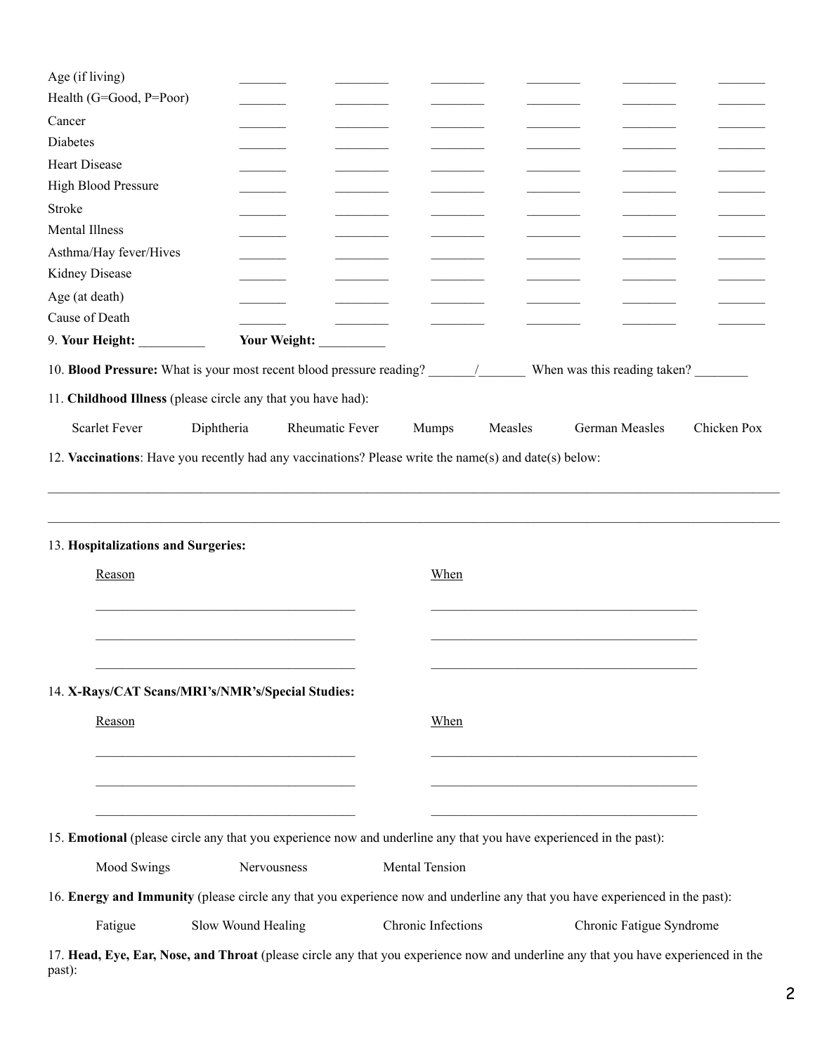| | | | | | | |
|---|---|---|---|---|---|---|
| Age (if living) | _______ | ________ | ________ | ________ | ________ | _______ |
| Health (G=Good, P=Poor) | _______ | ________ | ________ | ________ | ________ | _______ |
| Cancer | _______ | ________ | ________ | ________ | ________ | _______ |
| Diabetes | _______ | ________ | ________ | ________ | ________ | _______ |
| Heart Disease | _______ | ________ | ________ | ________ | ________ | _______ |
| High Blood Pressure | _______ | ________ | ________ | ________ | ________ | _______ |
| Stroke | _______ | ________ | ________ | ________ | ________ | _______ |
| Mental Illness | _______ | ________ | ________ | ________ | ________ | _______ |
| Asthma/Hay fever/Hives | _______ | ________ | ________ | ________ | ________ | _______ |
| Kidney Disease | _______ | ________ | ________ | ________ | ________ | _______ |
| Age (at death) | _______ | ________ | ________ | ________ | ________ | _______ |
| Cause of Death | _______ | ________ | ________ | ________ | ________ | _______ |

9. **Your Height:** __________ **Your Weight:** __________

10. **Blood Pressure:** What is your most recent blood pressure reading? _______/_______ When was this reading taken? ________

11. **Childhood Illness** (please circle any that you have had):

Scarlet Fever    Diphtheria    Rheumatic Fever    Mumps    Measles    German Measles    Chicken Pox

12. **Vaccinations**: Have you recently had any vaccinations? Please write the name(s) and date(s) below:

_______________________________________________________________________________________

_______________________________________________________________________________________

13. **Hospitalizations and Surgeries:**

| Reason | When |
|---|---|
| ______________________________ | ______________________________ |
| ______________________________ | ______________________________ |
| ______________________________ | ______________________________ |

14. **X-Rays/CAT Scans/MRI's/NMR's/Special Studies:**

| Reason | When |
|---|---|
| ______________________________ | ______________________________ |
| ______________________________ | ______________________________ |
| ______________________________ | ______________________________ |

15. **Emotional** (please circle any that you experience now and underline any that you have experienced in the past):

Mood Swings    Nervousness    Mental Tension

16. **Energy and Immunity** (please circle any that you experience now and underline any that you have experienced in the past):

Fatigue    Slow Wound Healing    Chronic Infections    Chronic Fatigue Syndrome

17. **Head, Eye, Ear, Nose, and Throat** (please circle any that you experience now and underline any that you have experienced in the past):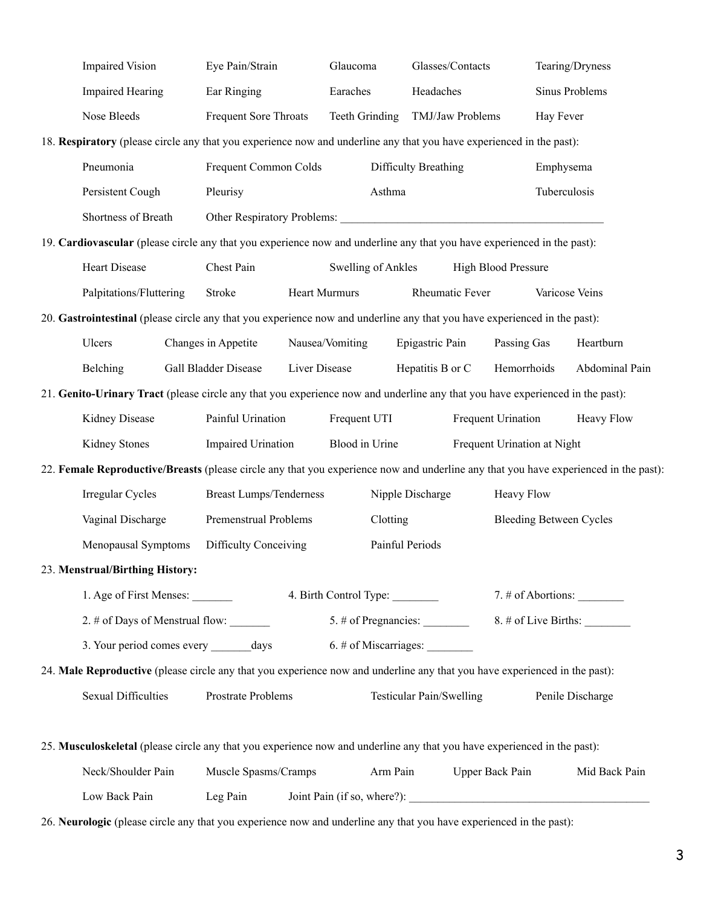Impaired Vision    Eye Pain/Strain    Glaucoma    Glasses/Contacts    Tearing/Dryness

Impaired Hearing    Ear Ringing    Earaches    Headaches    Sinus Problems

Nose Bleeds    Frequent Sore Throats    Teeth Grinding    TMJ/Jaw Problems    Hay Fever

18. **Respiratory** (please circle any that you experience now and underline any that you have experienced in the past):

Pneumonia    Frequent Common Colds    Difficulty Breathing    Emphysema

Persistent Cough    Pleurisy    Asthma    Tuberculosis

Shortness of Breath    Other Respiratory Problems: ____________________________________________

19. **Cardiovascular** (please circle any that you experience now and underline any that you have experienced in the past):

Heart Disease    Chest Pain    Swelling of Ankles    High Blood Pressure

Palpitations/Fluttering    Stroke    Heart Murmurs    Rheumatic Fever    Varicose Veins

20. **Gastrointestinal** (please circle any that you experience now and underline any that you have experienced in the past):

Ulcers    Changes in Appetite    Nausea/Vomiting    Epigastric Pain    Passing Gas    Heartburn

Belching    Gall Bladder Disease    Liver Disease    Hepatitis B or C    Hemorrhoids    Abdominal Pain

21. **Genito-Urinary Tract** (please circle any that you experience now and underline any that you have experienced in the past):

Kidney Disease    Painful Urination    Frequent UTI    Frequent Urination    Heavy Flow

Kidney Stones    Impaired Urination    Blood in Urine    Frequent Urination at Night

22. **Female Reproductive/Breasts** (please circle any that you experience now and underline any that you have experienced in the past):

Irregular Cycles    Breast Lumps/Tenderness    Nipple Discharge    Heavy Flow

Vaginal Discharge    Premenstrual Problems    Clotting    Bleeding Between Cycles

Menopausal Symptoms    Difficulty Conceiving    Painful Periods

23. **Menstrual/Birthing History:**

1. Age of First Menses: _______    4. Birth Control Type: ________    7. # of Abortions: ________

2. # of Days of Menstrual flow: _______    5. # of Pregnancies: ________    8. # of Live Births: ________

3. Your period comes every _______days    6. # of Miscarriages: ________

24. **Male Reproductive** (please circle any that you experience now and underline any that you have experienced in the past):

Sexual Difficulties    Prostrate Problems    Testicular Pain/Swelling    Penile Discharge

25. **Musculoskeletal** (please circle any that you experience now and underline any that you have experienced in the past):

Neck/Shoulder Pain    Muscle Spasms/Cramps    Arm Pain    Upper Back Pain    Mid Back Pain

Low Back Pain    Leg Pain    Joint Pain (if so, where?): ________________________________________

26. **Neurologic** (please circle any that you experience now and underline any that you have experienced in the past):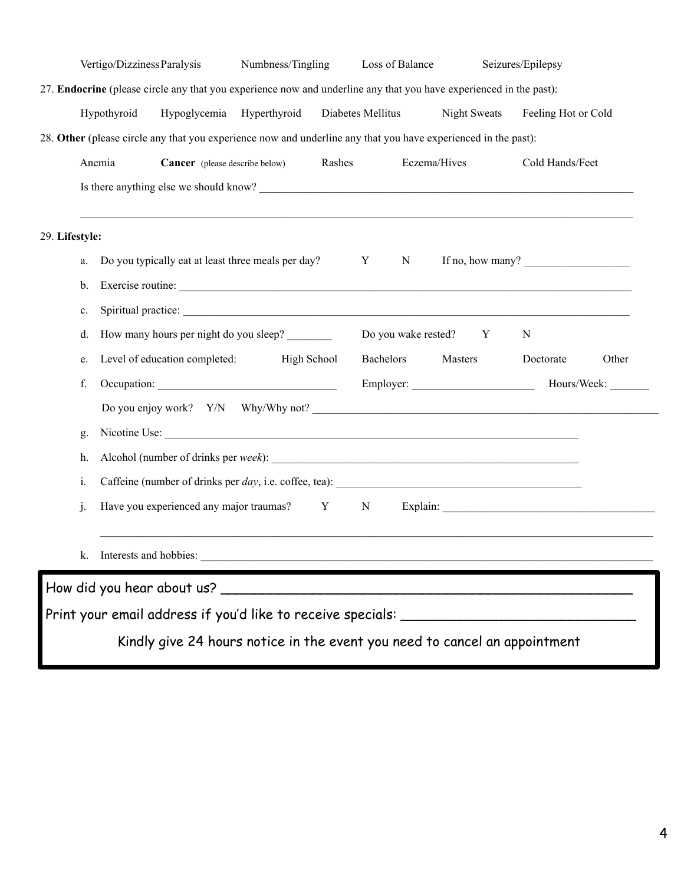Vertigo/Dizziness Paralysis  Numbness/Tingling  Loss of Balance  Seizures/Epilepsy

27. **Endocrine** (please circle any that you experience now and underline any that you have experienced in the past):

Hypothyroid  Hypoglycemia  Hyperthyroid  Diabetes Mellitus  Night Sweats  Feeling Hot or Cold

28. **Other** (please circle any that you experience now and underline any that you have experienced in the past):

Anemia  **Cancer** (please describe below)  Rashes  Eczema/Hives  Cold Hands/Feet

Is there anything else we should know? ______________________________________________________________________

______________________________________________________________________________________________

29. **Lifestyle:**

a. Do you typically eat at least three meals per day?  Y  N  If no, how many? ___________________

b. Exercise routine: ________________________________________________________________________________

c. Spiritual practice: ______________________________________________________________________________

d. How many hours per night do you sleep? ________  Do you wake rested?  Y  N

e. Level of education completed:  High School  Bachelors  Masters  Doctorate  Other

f. Occupation: _______________________________  Employer: _____________________  Hours/Week: _______

Do you enjoy work?  Y/N  Why/Why not? ______________________________________________________________

g. Nicotine Use: __________________________________________________________________________

h. Alcohol (number of drinks per *week*): ________________________________________________________

i. Caffeine (number of drinks per *day*, i.e. coffee, tea): ___________________________________________

j. Have you experienced any major traumas?  Y  N  Explain: _______________________________________

______________________________________________________________________________________________

k. Interests and hobbies: ___________________________________________________________________________

How did you hear about us? ____________________________________________________

Print your email address if you'd like to receive specials: ____________________________

Kindly give 24 hours notice in the event you need to cancel an appointment